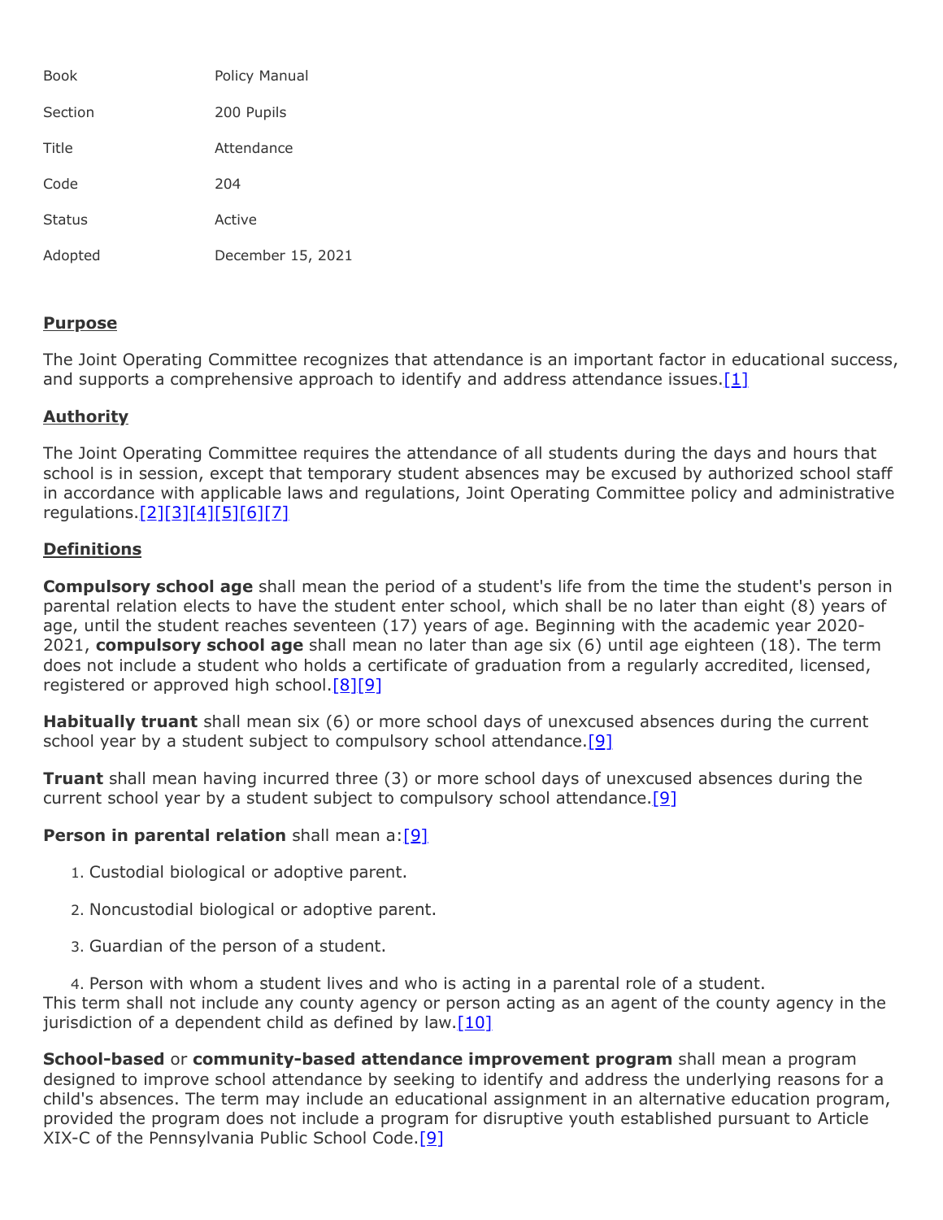| | |
|---|---|
| Book | Policy Manual |
| Section | 200 Pupils |
| Title | Attendance |
| Code | 204 |
| Status | Active |
| Adopted | December 15, 2021 |

## Purpose

The Joint Operating Committee recognizes that attendance is an important factor in educational success, and supports a comprehensive approach to identify and address attendance issues.[1]

## Authority

The Joint Operating Committee requires the attendance of all students during the days and hours that school is in session, except that temporary student absences may be excused by authorized school staff in accordance with applicable laws and regulations, Joint Operating Committee policy and administrative regulations.[2][3][4][5][6][7]

## Definitions

**Compulsory school age** shall mean the period of a student's life from the time the student's person in parental relation elects to have the student enter school, which shall be no later than eight (8) years of age, until the student reaches seventeen (17) years of age. Beginning with the academic year 2020-2021, **compulsory school age** shall mean no later than age six (6) until age eighteen (18). The term does not include a student who holds a certificate of graduation from a regularly accredited, licensed, registered or approved high school.[8][9]

**Habitually truant** shall mean six (6) or more school days of unexcused absences during the current school year by a student subject to compulsory school attendance.[9]

**Truant** shall mean having incurred three (3) or more school days of unexcused absences during the current school year by a student subject to compulsory school attendance.[9]

**Person in parental relation** shall mean a:[9]

1. Custodial biological or adoptive parent.
2. Noncustodial biological or adoptive parent.
3. Guardian of the person of a student.
4. Person with whom a student lives and who is acting in a parental role of a student.

This term shall not include any county agency or person acting as an agent of the county agency in the jurisdiction of a dependent child as defined by law.[10]

**School-based** or **community-based attendance improvement program** shall mean a program designed to improve school attendance by seeking to identify and address the underlying reasons for a child's absences. The term may include an educational assignment in an alternative education program, provided the program does not include a program for disruptive youth established pursuant to Article XIX-C of the Pennsylvania Public School Code.[9]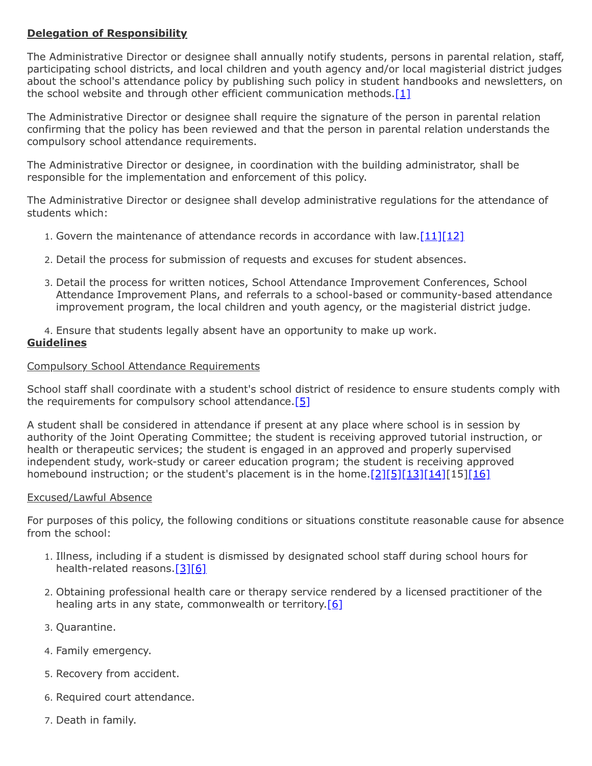**Delegation of Responsibility**

The Administrative Director or designee shall annually notify students, persons in parental relation, staff, participating school districts, and local children and youth agency and/or local magisterial district judges about the school's attendance policy by publishing such policy in student handbooks and newsletters, on the school website and through other efficient communication methods.[1]

The Administrative Director or designee shall require the signature of the person in parental relation confirming that the policy has been reviewed and that the person in parental relation understands the compulsory school attendance requirements.

The Administrative Director or designee, in coordination with the building administrator, shall be responsible for the implementation and enforcement of this policy.

The Administrative Director or designee shall develop administrative regulations for the attendance of students which:

1. Govern the maintenance of attendance records in accordance with law.[11][12]
2. Detail the process for submission of requests and excuses for student absences.
3. Detail the process for written notices, School Attendance Improvement Conferences, School Attendance Improvement Plans, and referrals to a school-based or community-based attendance improvement program, the local children and youth agency, or the magisterial district judge.
4. Ensure that students legally absent have an opportunity to make up work.

**Guidelines**

Compulsory School Attendance Requirements

School staff shall coordinate with a student's school district of residence to ensure students comply with the requirements for compulsory school attendance.[5]

A student shall be considered in attendance if present at any place where school is in session by authority of the Joint Operating Committee; the student is receiving approved tutorial instruction, or health or therapeutic services; the student is engaged in an approved and properly supervised independent study, work-study or career education program; the student is receiving approved homebound instruction; or the student's placement is in the home.[2][5][13][14][15][16]

Excused/Lawful Absence

For purposes of this policy, the following conditions or situations constitute reasonable cause for absence from the school:

1. Illness, including if a student is dismissed by designated school staff during school hours for health-related reasons.[3][6]
2. Obtaining professional health care or therapy service rendered by a licensed practitioner of the healing arts in any state, commonwealth or territory.[6]
3. Quarantine.
4. Family emergency.
5. Recovery from accident.
6. Required court attendance.
7. Death in family.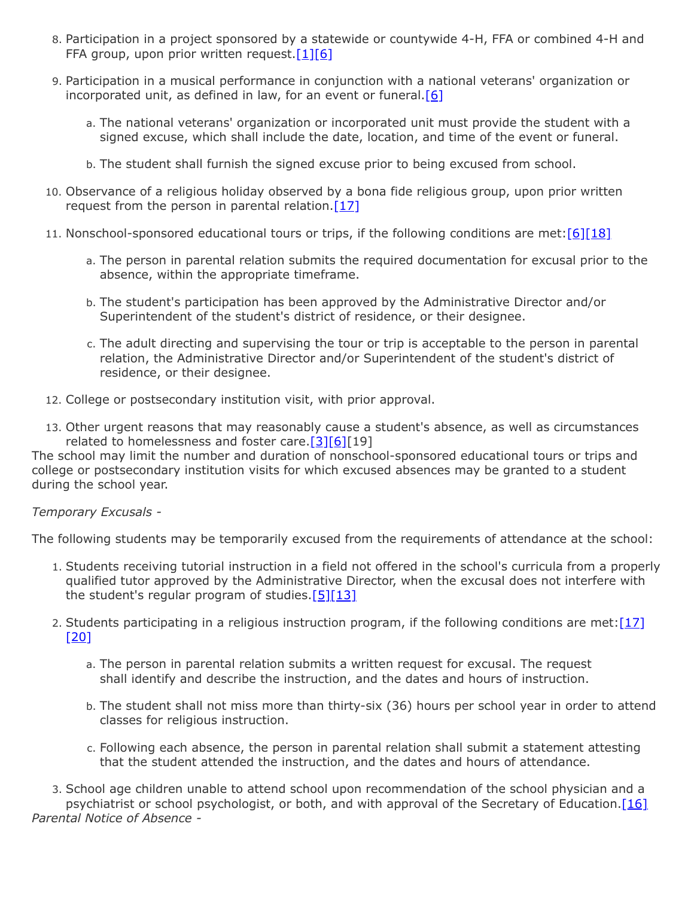8. Participation in a project sponsored by a statewide or countywide 4-H, FFA or combined 4-H and FFA group, upon prior written request.[1][6]
9. Participation in a musical performance in conjunction with a national veterans' organization or incorporated unit, as defined in law, for an event or funeral.[6]
    a. The national veterans' organization or incorporated unit must provide the student with a signed excuse, which shall include the date, location, and time of the event or funeral.
    b. The student shall furnish the signed excuse prior to being excused from school.
10. Observance of a religious holiday observed by a bona fide religious group, upon prior written request from the person in parental relation.[17]
11. Nonschool-sponsored educational tours or trips, if the following conditions are met:[6][18]
    a. The person in parental relation submits the required documentation for excusal prior to the absence, within the appropriate timeframe.
    b. The student's participation has been approved by the Administrative Director and/or Superintendent of the student's district of residence, or their designee.
    c. The adult directing and supervising the tour or trip is acceptable to the person in parental relation, the Administrative Director and/or Superintendent of the student's district of residence, or their designee.
12. College or postsecondary institution visit, with prior approval.
13. Other urgent reasons that may reasonably cause a student's absence, as well as circumstances related to homelessness and foster care.[3][6][19]

The school may limit the number and duration of nonschool-sponsored educational tours or trips and college or postsecondary institution visits for which excused absences may be granted to a student during the school year.

*Temporary Excusals -*

The following students may be temporarily excused from the requirements of attendance at the school:

1. Students receiving tutorial instruction in a field not offered in the school's curricula from a properly qualified tutor approved by the Administrative Director, when the excusal does not interfere with the student's regular program of studies.[5][13]
2. Students participating in a religious instruction program, if the following conditions are met:[17][20]
    a. The person in parental relation submits a written request for excusal. The request shall identify and describe the instruction, and the dates and hours of instruction.
    b. The student shall not miss more than thirty-six (36) hours per school year in order to attend classes for religious instruction.
    c. Following each absence, the person in parental relation shall submit a statement attesting that the student attended the instruction, and the dates and hours of attendance.
3. School age children unable to attend school upon recommendation of the school physician and a psychiatrist or school psychologist, or both, and with approval of the Secretary of Education.[16]

*Parental Notice of Absence -*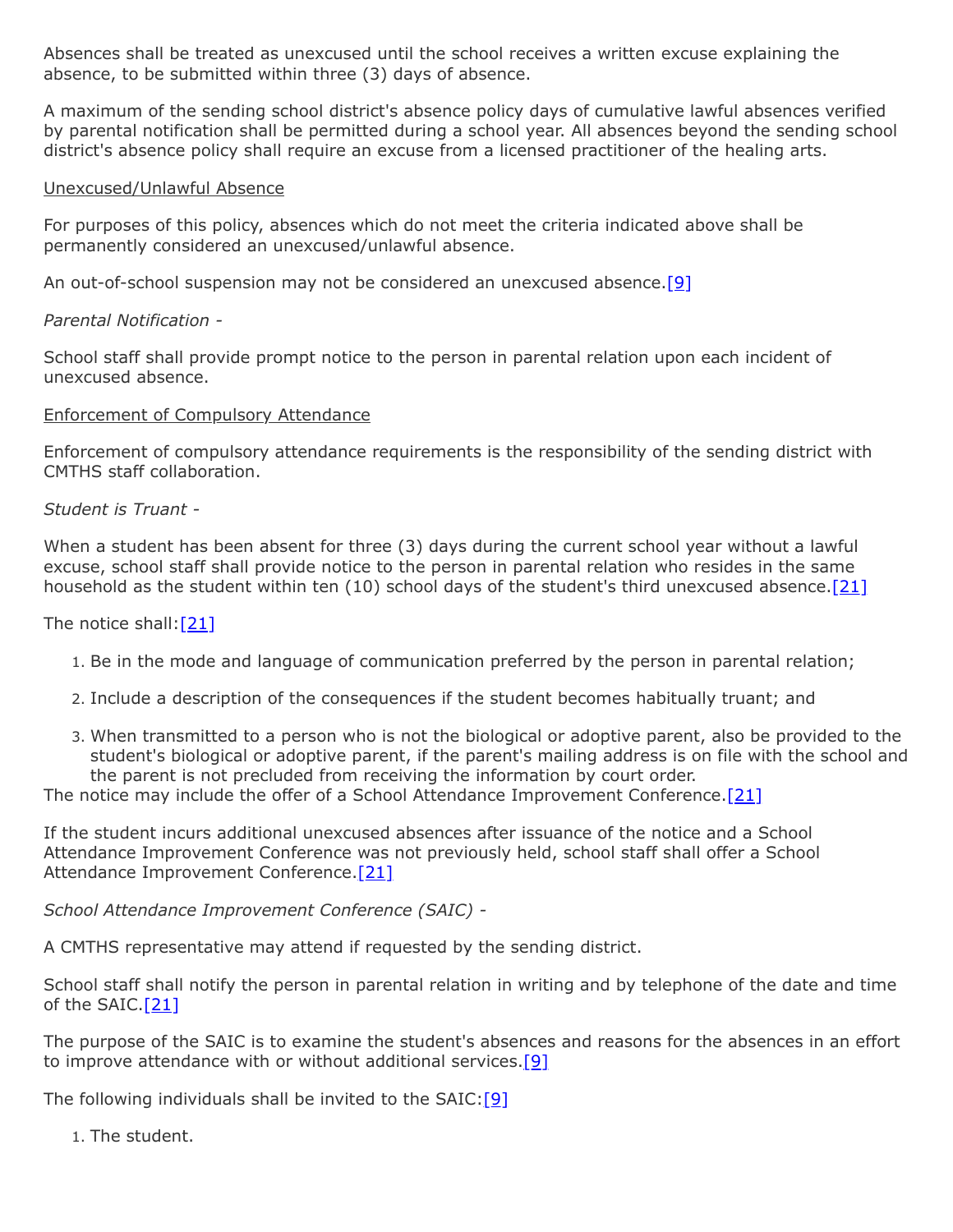Absences shall be treated as unexcused until the school receives a written excuse explaining the absence, to be submitted within three (3) days of absence.

A maximum of the sending school district's absence policy days of cumulative lawful absences verified by parental notification shall be permitted during a school year. All absences beyond the sending school district's absence policy shall require an excuse from a licensed practitioner of the healing arts.

Unexcused/Unlawful Absence

For purposes of this policy, absences which do not meet the criteria indicated above shall be permanently considered an unexcused/unlawful absence.

An out-of-school suspension may not be considered an unexcused absence.[9]

*Parental Notification -*

School staff shall provide prompt notice to the person in parental relation upon each incident of unexcused absence.

Enforcement of Compulsory Attendance

Enforcement of compulsory attendance requirements is the responsibility of the sending district with CMTHS staff collaboration.

*Student is Truant -*

When a student has been absent for three (3) days during the current school year without a lawful excuse, school staff shall provide notice to the person in parental relation who resides in the same household as the student within ten (10) school days of the student's third unexcused absence.[21]

The notice shall:[21]

1. Be in the mode and language of communication preferred by the person in parental relation;
2. Include a description of the consequences if the student becomes habitually truant; and
3. When transmitted to a person who is not the biological or adoptive parent, also be provided to the student's biological or adoptive parent, if the parent's mailing address is on file with the school and the parent is not precluded from receiving the information by court order.

The notice may include the offer of a School Attendance Improvement Conference.[21]

If the student incurs additional unexcused absences after issuance of the notice and a School Attendance Improvement Conference was not previously held, school staff shall offer a School Attendance Improvement Conference.[21]

*School Attendance Improvement Conference (SAIC) -*

A CMTHS representative may attend if requested by the sending district.

School staff shall notify the person in parental relation in writing and by telephone of the date and time of the SAIC.[21]

The purpose of the SAIC is to examine the student's absences and reasons for the absences in an effort to improve attendance with or without additional services.[9]

The following individuals shall be invited to the SAIC:[9]

1. The student.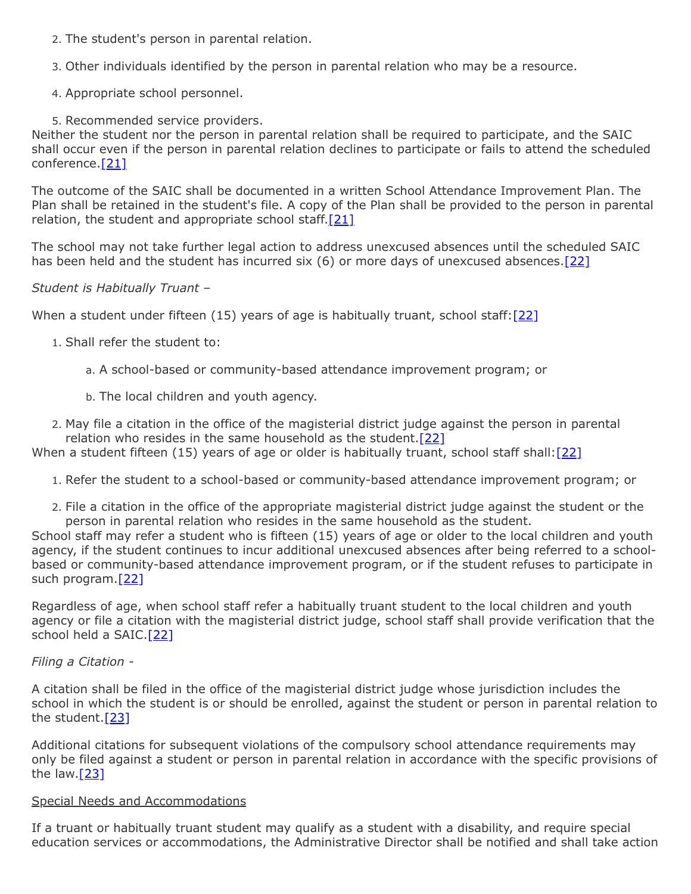2. The student's person in parental relation.
3. Other individuals identified by the person in parental relation who may be a resource.
4. Appropriate school personnel.
5. Recommended service providers.

Neither the student nor the person in parental relation shall be required to participate, and the SAIC shall occur even if the person in parental relation declines to participate or fails to attend the scheduled conference.[21]

The outcome of the SAIC shall be documented in a written School Attendance Improvement Plan. The Plan shall be retained in the student's file. A copy of the Plan shall be provided to the person in parental relation, the student and appropriate school staff.[21]

The school may not take further legal action to address unexcused absences until the scheduled SAIC has been held and the student has incurred six (6) or more days of unexcused absences.[22]

*Student is Habitually Truant –*

When a student under fifteen (15) years of age is habitually truant, school staff:[22]

1. Shall refer the student to:
    a. A school-based or community-based attendance improvement program; or
    b. The local children and youth agency.
2. May file a citation in the office of the magisterial district judge against the person in parental relation who resides in the same household as the student.[22]

When a student fifteen (15) years of age or older is habitually truant, school staff shall:[22]

1. Refer the student to a school-based or community-based attendance improvement program; or
2. File a citation in the office of the appropriate magisterial district judge against the student or the person in parental relation who resides in the same household as the student.

School staff may refer a student who is fifteen (15) years of age or older to the local children and youth agency, if the student continues to incur additional unexcused absences after being referred to a school-based or community-based attendance improvement program, or if the student refuses to participate in such program.[22]

Regardless of age, when school staff refer a habitually truant student to the local children and youth agency or file a citation with the magisterial district judge, school staff shall provide verification that the school held a SAIC.[22]

*Filing a Citation -*

A citation shall be filed in the office of the magisterial district judge whose jurisdiction includes the school in which the student is or should be enrolled, against the student or person in parental relation to the student.[23]

Additional citations for subsequent violations of the compulsory school attendance requirements may only be filed against a student or person in parental relation in accordance with the specific provisions of the law.[23]

<u>Special Needs and Accommodations</u>

If a truant or habitually truant student may qualify as a student with a disability, and require special education services or accommodations, the Administrative Director shall be notified and shall take action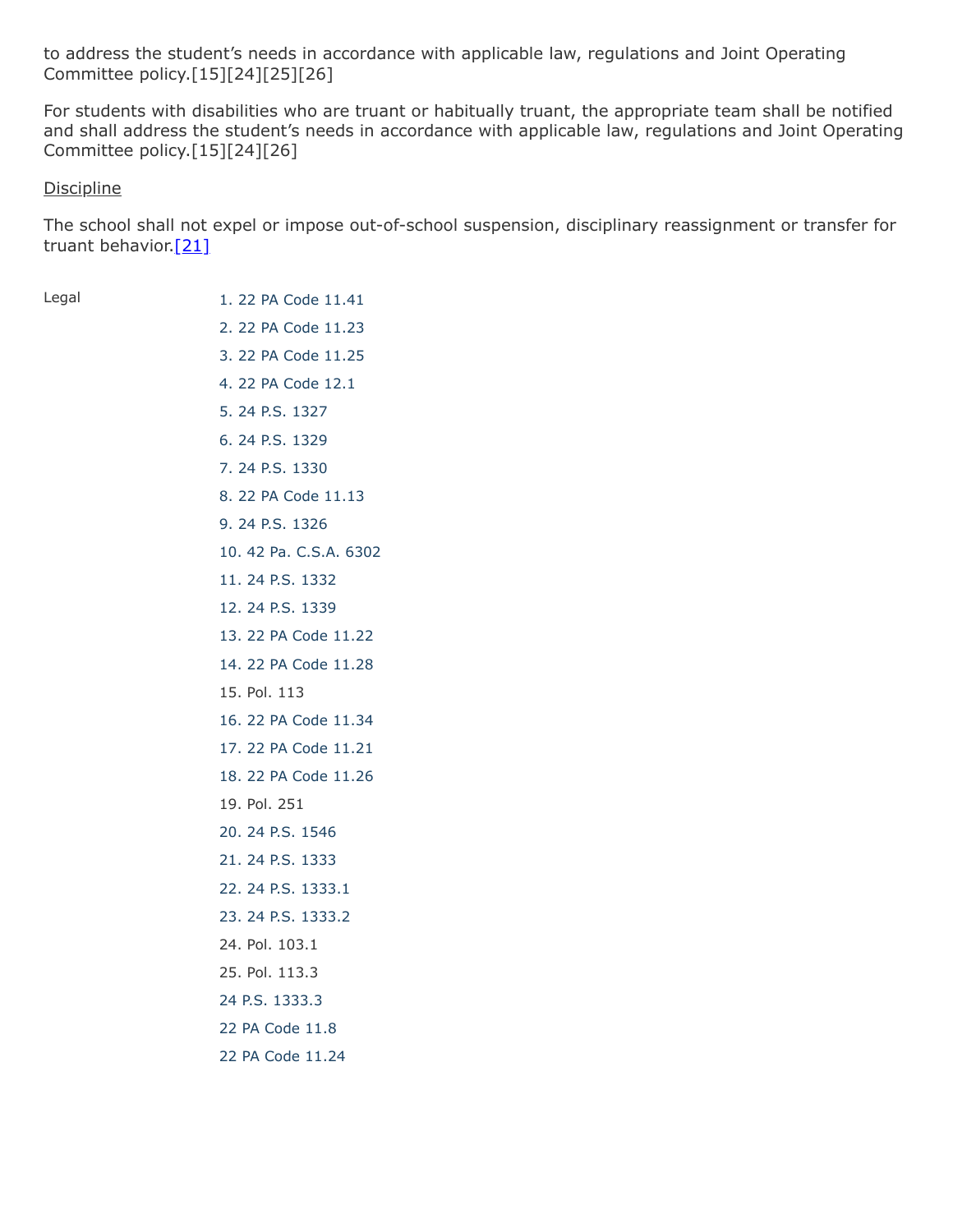to address the student's needs in accordance with applicable law, regulations and Joint Operating Committee policy.[15][24][25][26]

For students with disabilities who are truant or habitually truant, the appropriate team shall be notified and shall address the student's needs in accordance with applicable law, regulations and Joint Operating Committee policy.[15][24][26]

Discipline

The school shall not expel or impose out-of-school suspension, disciplinary reassignment or transfer for truant behavior.[21]

Legal

1. 22 PA Code 11.41
2. 22 PA Code 11.23
3. 22 PA Code 11.25
4. 22 PA Code 12.1
5. 24 P.S. 1327
6. 24 P.S. 1329
7. 24 P.S. 1330
8. 22 PA Code 11.13
9. 24 P.S. 1326
10. 42 Pa. C.S.A. 6302
11. 24 P.S. 1332
12. 24 P.S. 1339
13. 22 PA Code 11.22
14. 22 PA Code 11.28
15. Pol. 113
16. 22 PA Code 11.34
17. 22 PA Code 11.21
18. 22 PA Code 11.26
19. Pol. 251
20. 24 P.S. 1546
21. 24 P.S. 1333
22. 24 P.S. 1333.1
23. 24 P.S. 1333.2
24. Pol. 103.1
25. Pol. 113.3

24 P.S. 1333.3

22 PA Code 11.8

22 PA Code 11.24